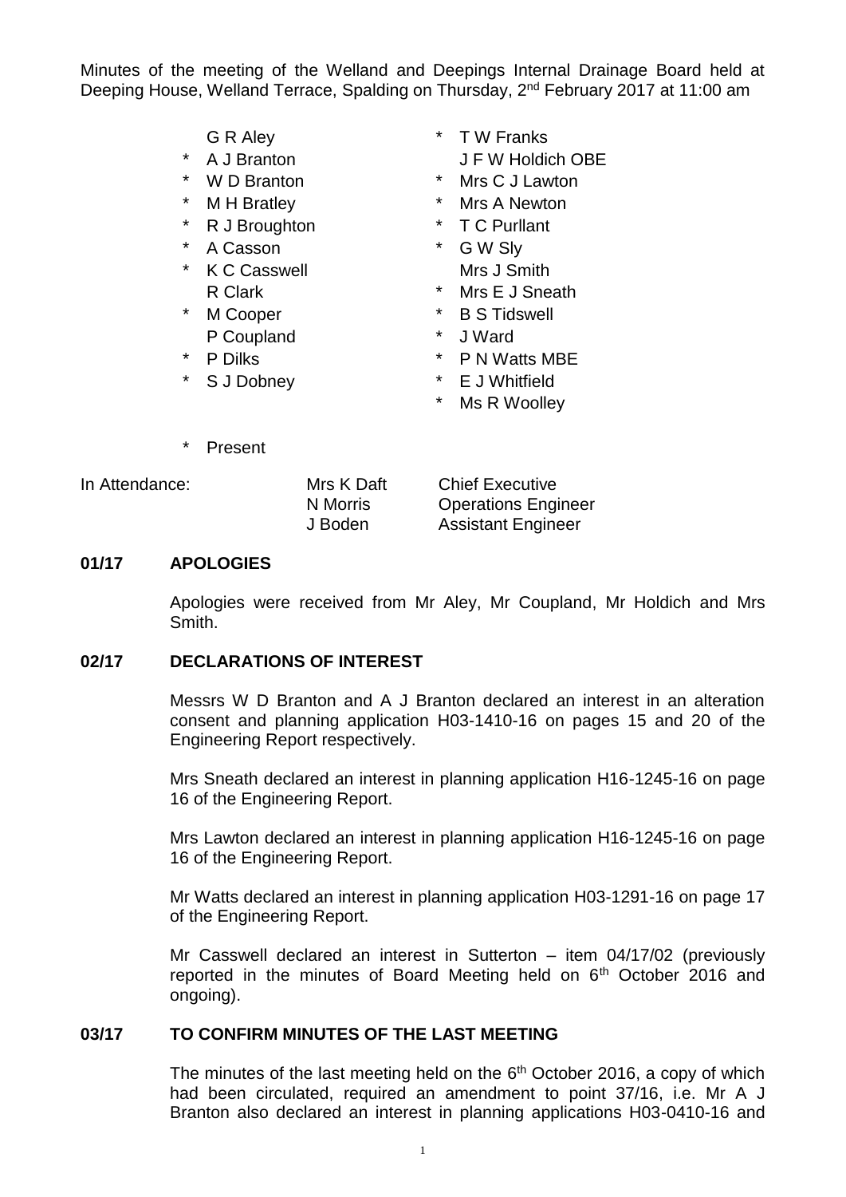Minutes of the meeting of the Welland and Deepings Internal Drainage Board held at Deeping House, Welland Terrace, Spalding on Thursday, 2nd February 2017 at 11:00 am

| | | | |
|---|---|---|---|
| | G R Aley | * | T W Franks |
| * | A J Branton | | J F W Holdich OBE |
| * | W D Branton | * | Mrs C J Lawton |
| * | M H Bratley | * | Mrs A Newton |
| * | R J Broughton | * | T C Purllant |
| * | A Casson | * | G W Sly |
| * | K C Casswell | | Mrs J Smith |
| | R Clark | * | Mrs E J Sneath |
| * | M Cooper | * | B S Tidswell |
| | P Coupland | * | J Ward |
| * | P Dilks | * | P N Watts MBE |
| * | S J Dobney | * | E J Whitfield |
| | | * | Ms R Woolley |

\* Present

| In Attendance: | | |
|---|---|---|
| | Mrs K Daft | Chief Executive |
| | N Morris | Operations Engineer |
| | J Boden | Assistant Engineer |

## 01/17 APOLOGIES

Apologies were received from Mr Aley, Mr Coupland, Mr Holdich and Mrs Smith.

## 02/17 DECLARATIONS OF INTEREST

Messrs W D Branton and A J Branton declared an interest in an alteration consent and planning application H03-1410-16 on pages 15 and 20 of the Engineering Report respectively.

Mrs Sneath declared an interest in planning application H16-1245-16 on page 16 of the Engineering Report.

Mrs Lawton declared an interest in planning application H16-1245-16 on page 16 of the Engineering Report.

Mr Watts declared an interest in planning application H03-1291-16 on page 17 of the Engineering Report.

Mr Casswell declared an interest in Sutterton – item 04/17/02 (previously reported in the minutes of Board Meeting held on 6th October 2016 and ongoing).

## 03/17 TO CONFIRM MINUTES OF THE LAST MEETING

The minutes of the last meeting held on the 6th October 2016, a copy of which had been circulated, required an amendment to point 37/16, i.e. Mr A J Branton also declared an interest in planning applications H03-0410-16 and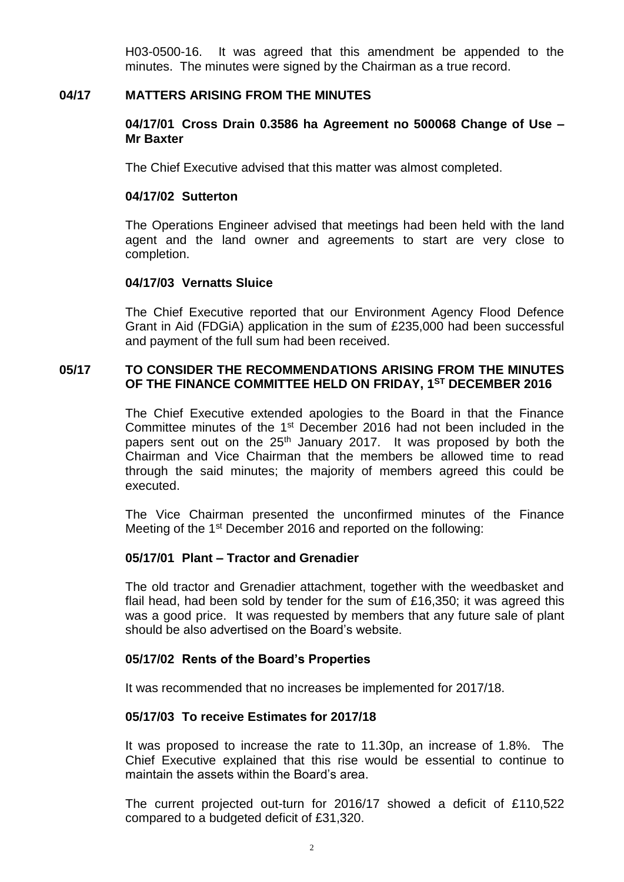H03-0500-16. It was agreed that this amendment be appended to the minutes. The minutes were signed by the Chairman as a true record.

## 04/17 MATTERS ARISING FROM THE MINUTES

### 04/17/01 Cross Drain 0.3586 ha Agreement no 500068 Change of Use – Mr Baxter

The Chief Executive advised that this matter was almost completed.

### 04/17/02 Sutterton

The Operations Engineer advised that meetings had been held with the land agent and the land owner and agreements to start are very close to completion.

### 04/17/03 Vernatts Sluice

The Chief Executive reported that our Environment Agency Flood Defence Grant in Aid (FDGiA) application in the sum of £235,000 had been successful and payment of the full sum had been received.

## 05/17 TO CONSIDER THE RECOMMENDATIONS ARISING FROM THE MINUTES OF THE FINANCE COMMITTEE HELD ON FRIDAY, 1ST DECEMBER 2016

The Chief Executive extended apologies to the Board in that the Finance Committee minutes of the 1st December 2016 had not been included in the papers sent out on the 25th January 2017. It was proposed by both the Chairman and Vice Chairman that the members be allowed time to read through the said minutes; the majority of members agreed this could be executed.

The Vice Chairman presented the unconfirmed minutes of the Finance Meeting of the 1st December 2016 and reported on the following:

### 05/17/01 Plant – Tractor and Grenadier

The old tractor and Grenadier attachment, together with the weedbasket and flail head, had been sold by tender for the sum of £16,350; it was agreed this was a good price. It was requested by members that any future sale of plant should be also advertised on the Board's website.

### 05/17/02 Rents of the Board's Properties

It was recommended that no increases be implemented for 2017/18.

### 05/17/03 To receive Estimates for 2017/18

It was proposed to increase the rate to 11.30p, an increase of 1.8%. The Chief Executive explained that this rise would be essential to continue to maintain the assets within the Board's area.

The current projected out-turn for 2016/17 showed a deficit of £110,522 compared to a budgeted deficit of £31,320.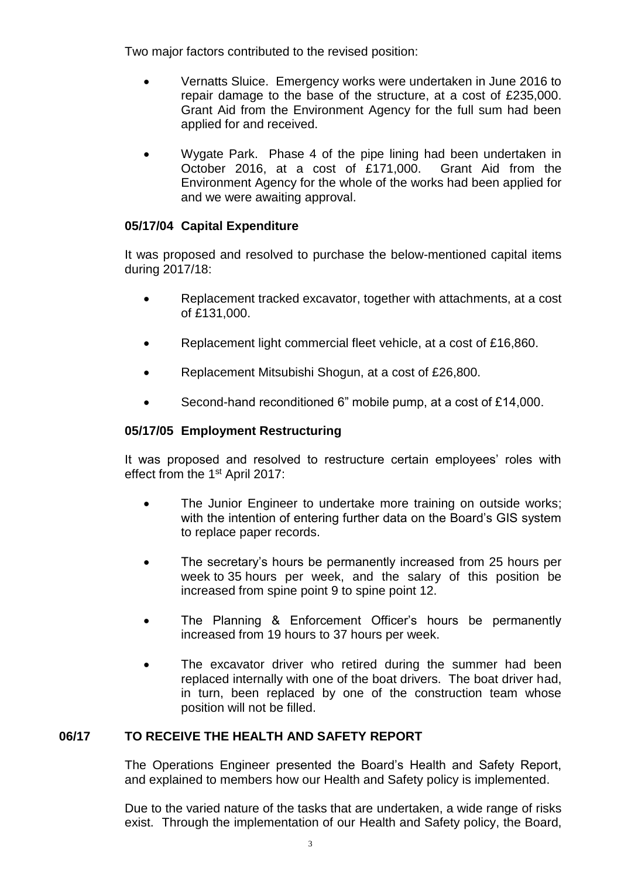Two major factors contributed to the revised position:

- Vernatts Sluice. Emergency works were undertaken in June 2016 to repair damage to the base of the structure, at a cost of £235,000. Grant Aid from the Environment Agency for the full sum had been applied for and received.
- Wygate Park. Phase 4 of the pipe lining had been undertaken in October 2016, at a cost of £171,000. Grant Aid from the Environment Agency for the whole of the works had been applied for and we were awaiting approval.

### 05/17/04 Capital Expenditure

It was proposed and resolved to purchase the below-mentioned capital items during 2017/18:

- Replacement tracked excavator, together with attachments, at a cost of £131,000.
- Replacement light commercial fleet vehicle, at a cost of £16,860.
- Replacement Mitsubishi Shogun, at a cost of £26,800.
- Second-hand reconditioned 6" mobile pump, at a cost of £14,000.

### 05/17/05 Employment Restructuring

It was proposed and resolved to restructure certain employees' roles with effect from the 1st April 2017:

- The Junior Engineer to undertake more training on outside works; with the intention of entering further data on the Board's GIS system to replace paper records.
- The secretary's hours be permanently increased from 25 hours per week to 35 hours per week, and the salary of this position be increased from spine point 9 to spine point 12.
- The Planning & Enforcement Officer's hours be permanently increased from 19 hours to 37 hours per week.
- The excavator driver who retired during the summer had been replaced internally with one of the boat drivers. The boat driver had, in turn, been replaced by one of the construction team whose position will not be filled.

## 06/17 TO RECEIVE THE HEALTH AND SAFETY REPORT

The Operations Engineer presented the Board's Health and Safety Report, and explained to members how our Health and Safety policy is implemented.

Due to the varied nature of the tasks that are undertaken, a wide range of risks exist. Through the implementation of our Health and Safety policy, the Board,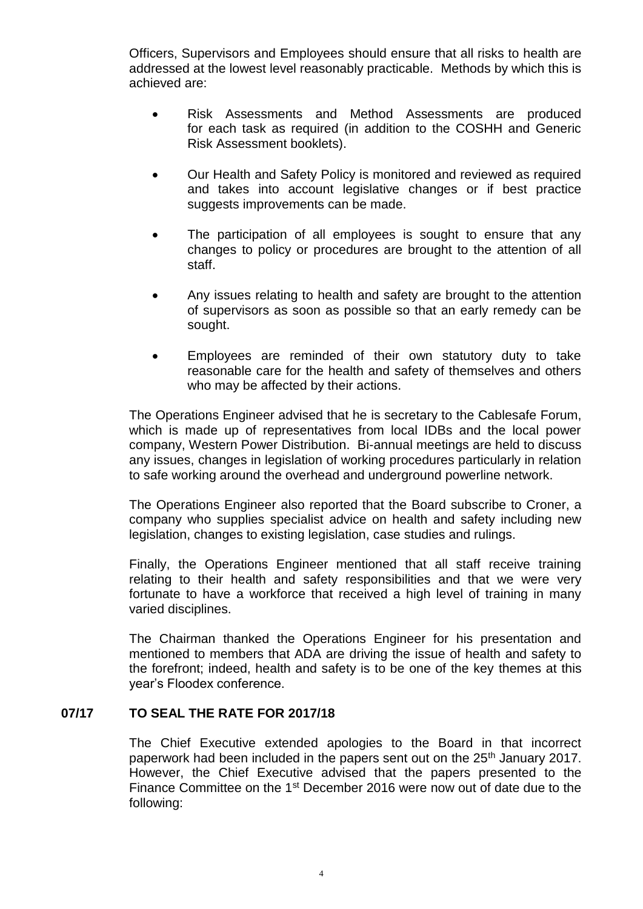Officers, Supervisors and Employees should ensure that all risks to health are addressed at the lowest level reasonably practicable. Methods by which this is achieved are:

- Risk Assessments and Method Assessments are produced for each task as required (in addition to the COSHH and Generic Risk Assessment booklets).
- Our Health and Safety Policy is monitored and reviewed as required and takes into account legislative changes or if best practice suggests improvements can be made.
- The participation of all employees is sought to ensure that any changes to policy or procedures are brought to the attention of all staff.
- Any issues relating to health and safety are brought to the attention of supervisors as soon as possible so that an early remedy can be sought.
- Employees are reminded of their own statutory duty to take reasonable care for the health and safety of themselves and others who may be affected by their actions.

The Operations Engineer advised that he is secretary to the Cablesafe Forum, which is made up of representatives from local IDBs and the local power company, Western Power Distribution. Bi-annual meetings are held to discuss any issues, changes in legislation of working procedures particularly in relation to safe working around the overhead and underground powerline network.

The Operations Engineer also reported that the Board subscribe to Croner, a company who supplies specialist advice on health and safety including new legislation, changes to existing legislation, case studies and rulings.

Finally, the Operations Engineer mentioned that all staff receive training relating to their health and safety responsibilities and that we were very fortunate to have a workforce that received a high level of training in many varied disciplines.

The Chairman thanked the Operations Engineer for his presentation and mentioned to members that ADA are driving the issue of health and safety to the forefront; indeed, health and safety is to be one of the key themes at this year's Floodex conference.

## 07/17 TO SEAL THE RATE FOR 2017/18

The Chief Executive extended apologies to the Board in that incorrect paperwork had been included in the papers sent out on the 25th January 2017. However, the Chief Executive advised that the papers presented to the Finance Committee on the 1st December 2016 were now out of date due to the following: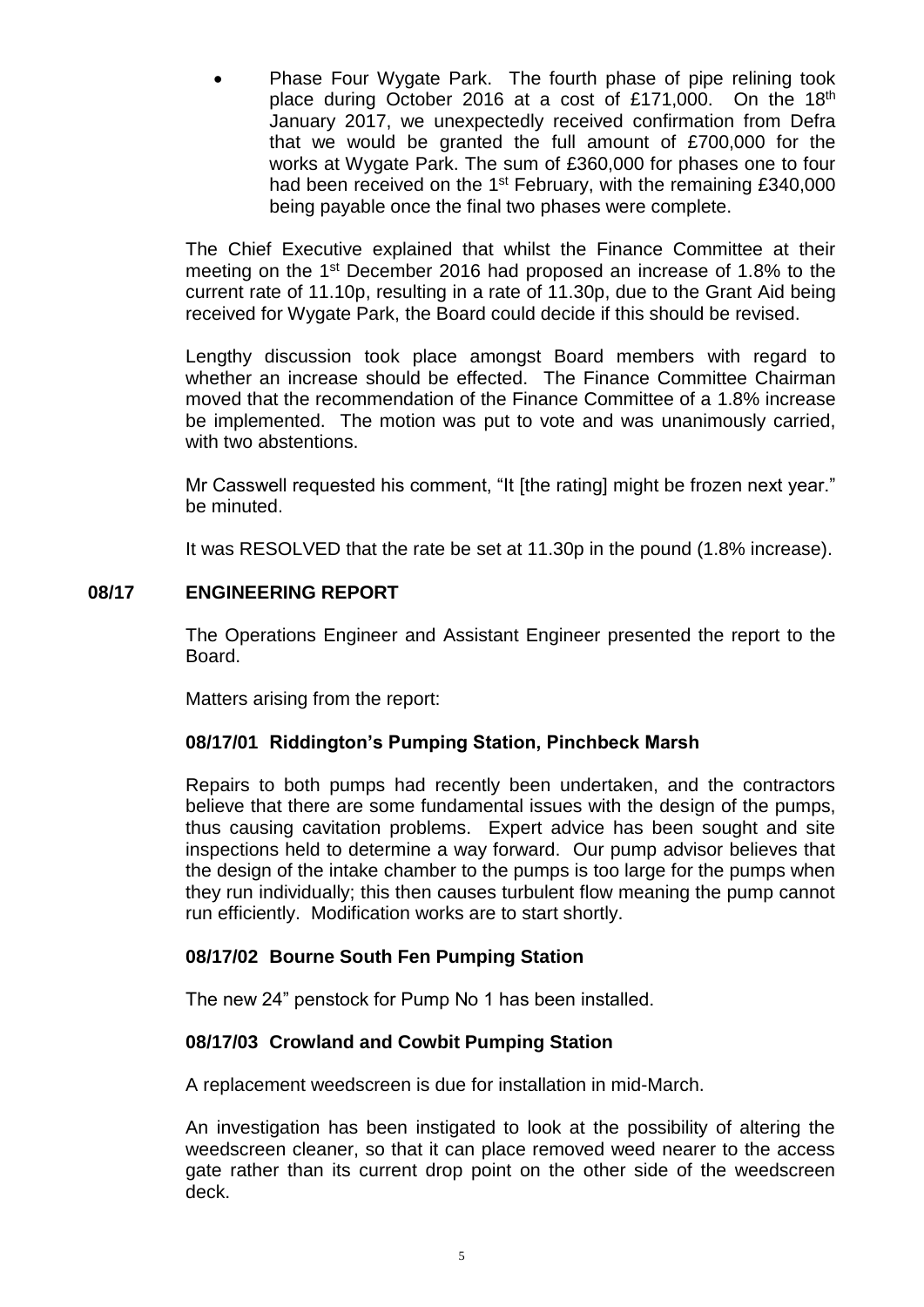- Phase Four Wygate Park. The fourth phase of pipe relining took place during October 2016 at a cost of £171,000. On the 18th January 2017, we unexpectedly received confirmation from Defra that we would be granted the full amount of £700,000 for the works at Wygate Park. The sum of £360,000 for phases one to four had been received on the 1st February, with the remaining £340,000 being payable once the final two phases were complete.

The Chief Executive explained that whilst the Finance Committee at their meeting on the 1st December 2016 had proposed an increase of 1.8% to the current rate of 11.10p, resulting in a rate of 11.30p, due to the Grant Aid being received for Wygate Park, the Board could decide if this should be revised.

Lengthy discussion took place amongst Board members with regard to whether an increase should be effected. The Finance Committee Chairman moved that the recommendation of the Finance Committee of a 1.8% increase be implemented. The motion was put to vote and was unanimously carried, with two abstentions.

Mr Casswell requested his comment, "It [the rating] might be frozen next year." be minuted.

It was RESOLVED that the rate be set at 11.30p in the pound (1.8% increase).

## 08/17 ENGINEERING REPORT

The Operations Engineer and Assistant Engineer presented the report to the Board.

Matters arising from the report:

### 08/17/01 Riddington's Pumping Station, Pinchbeck Marsh

Repairs to both pumps had recently been undertaken, and the contractors believe that there are some fundamental issues with the design of the pumps, thus causing cavitation problems. Expert advice has been sought and site inspections held to determine a way forward. Our pump advisor believes that the design of the intake chamber to the pumps is too large for the pumps when they run individually; this then causes turbulent flow meaning the pump cannot run efficiently. Modification works are to start shortly.

### 08/17/02 Bourne South Fen Pumping Station

The new 24" penstock for Pump No 1 has been installed.

### 08/17/03 Crowland and Cowbit Pumping Station

A replacement weedscreen is due for installation in mid-March.

An investigation has been instigated to look at the possibility of altering the weedscreen cleaner, so that it can place removed weed nearer to the access gate rather than its current drop point on the other side of the weedscreen deck.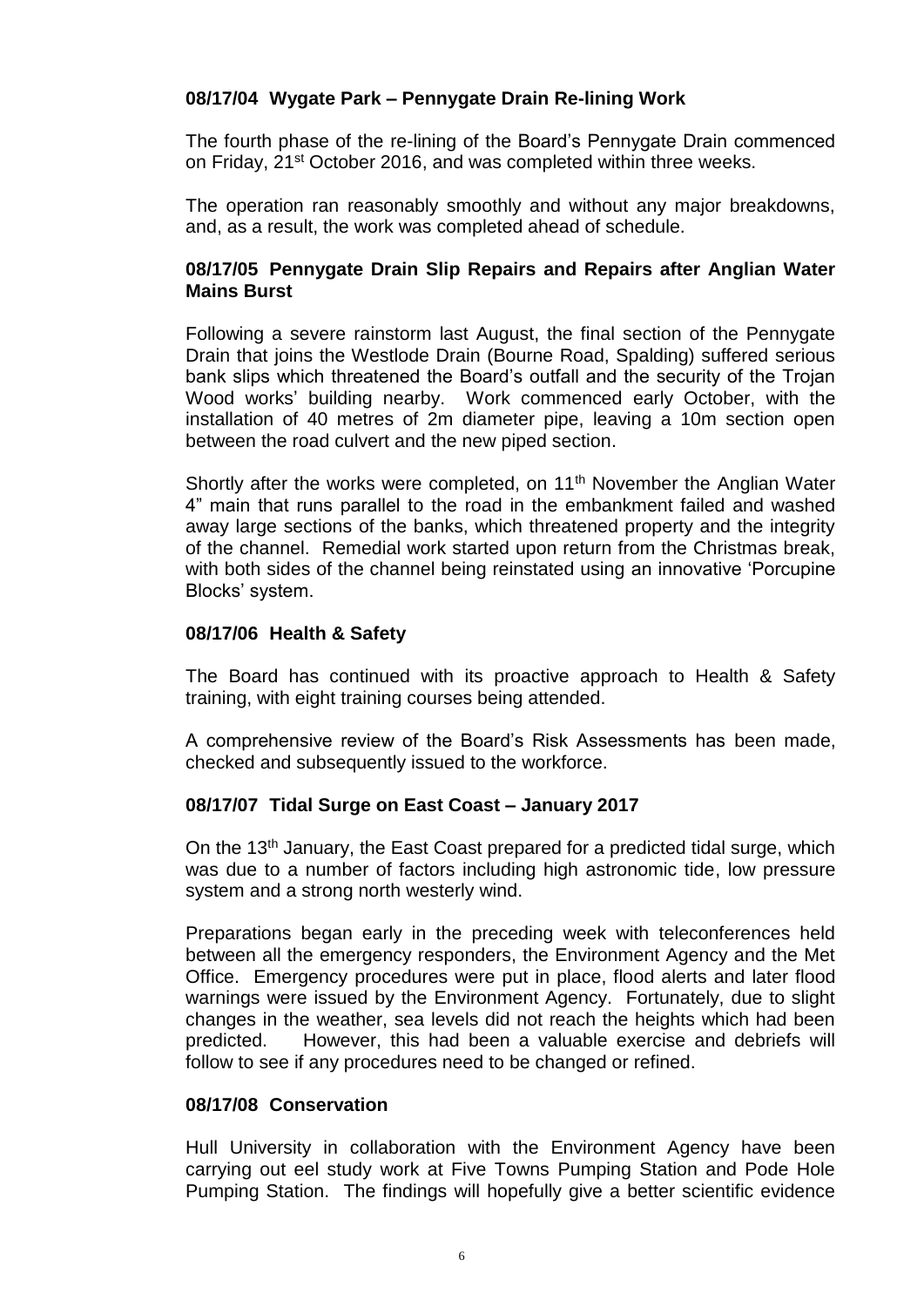### 08/17/04 Wygate Park – Pennygate Drain Re-lining Work

The fourth phase of the re-lining of the Board's Pennygate Drain commenced on Friday, 21st October 2016, and was completed within three weeks.

The operation ran reasonably smoothly and without any major breakdowns, and, as a result, the work was completed ahead of schedule.

### 08/17/05 Pennygate Drain Slip Repairs and Repairs after Anglian Water Mains Burst

Following a severe rainstorm last August, the final section of the Pennygate Drain that joins the Westlode Drain (Bourne Road, Spalding) suffered serious bank slips which threatened the Board's outfall and the security of the Trojan Wood works' building nearby. Work commenced early October, with the installation of 40 metres of 2m diameter pipe, leaving a 10m section open between the road culvert and the new piped section.

Shortly after the works were completed, on 11th November the Anglian Water 4" main that runs parallel to the road in the embankment failed and washed away large sections of the banks, which threatened property and the integrity of the channel. Remedial work started upon return from the Christmas break, with both sides of the channel being reinstated using an innovative 'Porcupine Blocks' system.

### 08/17/06 Health & Safety

The Board has continued with its proactive approach to Health & Safety training, with eight training courses being attended.

A comprehensive review of the Board's Risk Assessments has been made, checked and subsequently issued to the workforce.

### 08/17/07 Tidal Surge on East Coast – January 2017

On the 13th January, the East Coast prepared for a predicted tidal surge, which was due to a number of factors including high astronomic tide, low pressure system and a strong north westerly wind.

Preparations began early in the preceding week with teleconferences held between all the emergency responders, the Environment Agency and the Met Office. Emergency procedures were put in place, flood alerts and later flood warnings were issued by the Environment Agency. Fortunately, due to slight changes in the weather, sea levels did not reach the heights which had been predicted. However, this had been a valuable exercise and debriefs will follow to see if any procedures need to be changed or refined.

### 08/17/08 Conservation

Hull University in collaboration with the Environment Agency have been carrying out eel study work at Five Towns Pumping Station and Pode Hole Pumping Station. The findings will hopefully give a better scientific evidence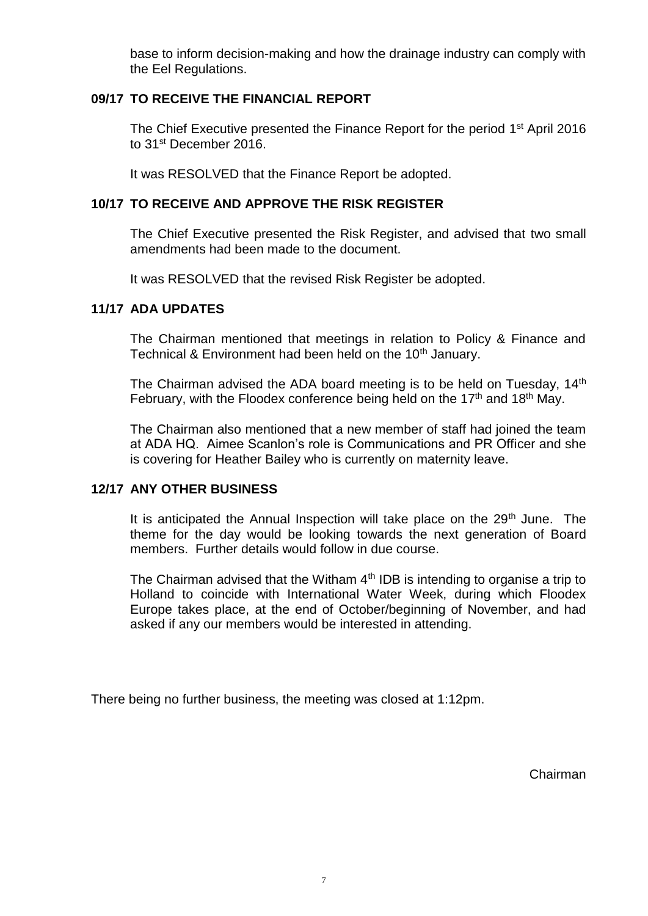base to inform decision-making and how the drainage industry can comply with the Eel Regulations.

## 09/17 TO RECEIVE THE FINANCIAL REPORT

The Chief Executive presented the Finance Report for the period 1st April 2016 to 31st December 2016.

It was RESOLVED that the Finance Report be adopted.

## 10/17 TO RECEIVE AND APPROVE THE RISK REGISTER

The Chief Executive presented the Risk Register, and advised that two small amendments had been made to the document.

It was RESOLVED that the revised Risk Register be adopted.

## 11/17 ADA UPDATES

The Chairman mentioned that meetings in relation to Policy & Finance and Technical & Environment had been held on the 10th January.

The Chairman advised the ADA board meeting is to be held on Tuesday, 14th February, with the Floodex conference being held on the 17th and 18th May.

The Chairman also mentioned that a new member of staff had joined the team at ADA HQ. Aimee Scanlon's role is Communications and PR Officer and she is covering for Heather Bailey who is currently on maternity leave.

## 12/17 ANY OTHER BUSINESS

It is anticipated the Annual Inspection will take place on the 29th June. The theme for the day would be looking towards the next generation of Board members. Further details would follow in due course.

The Chairman advised that the Witham 4th IDB is intending to organise a trip to Holland to coincide with International Water Week, during which Floodex Europe takes place, at the end of October/beginning of November, and had asked if any our members would be interested in attending.

There being no further business, the meeting was closed at 1:12pm.

Chairman